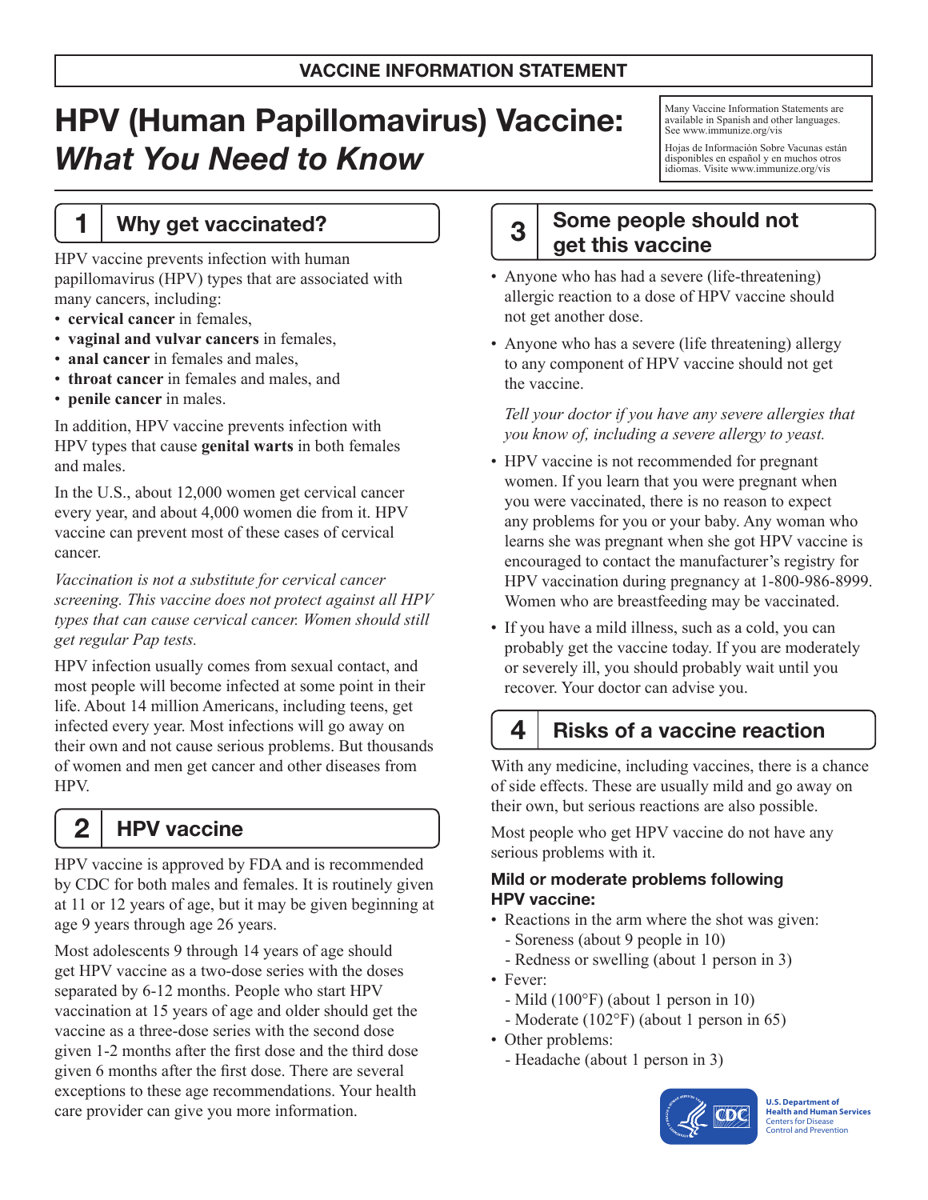VACCINE INFORMATION STATEMENT

# HPV (Human Papillomavirus) Vaccine: *What You Need to Know*

Many Vaccine Information Statements are available in Spanish and other languages. See www.immunize.org/vis

Hojas de Información Sobre Vacunas están disponibles en español y en muchos otros idiomas. Visite www.immunize.org/vis

## 1 Why get vaccinated?

HPV vaccine prevents infection with human papillomavirus (HPV) types that are associated with many cancers, including:

- **cervical cancer** in females,
- **vaginal and vulvar cancers** in females,
- **anal cancer** in females and males,
- **throat cancer** in females and males, and
- **penile cancer** in males.

In addition, HPV vaccine prevents infection with HPV types that cause **genital warts** in both females and males.

In the U.S., about 12,000 women get cervical cancer every year, and about 4,000 women die from it. HPV vaccine can prevent most of these cases of cervical cancer.

*Vaccination is not a substitute for cervical cancer screening. This vaccine does not protect against all HPV types that can cause cervical cancer. Women should still get regular Pap tests.*

HPV infection usually comes from sexual contact, and most people will become infected at some point in their life. About 14 million Americans, including teens, get infected every year. Most infections will go away on their own and not cause serious problems. But thousands of women and men get cancer and other diseases from HPV.

## 2 HPV vaccine

HPV vaccine is approved by FDA and is recommended by CDC for both males and females. It is routinely given at 11 or 12 years of age, but it may be given beginning at age 9 years through age 26 years.

Most adolescents 9 through 14 years of age should get HPV vaccine as a two-dose series with the doses separated by 6-12 months. People who start HPV vaccination at 15 years of age and older should get the vaccine as a three-dose series with the second dose given 1-2 months after the first dose and the third dose given 6 months after the first dose. There are several exceptions to these age recommendations. Your health care provider can give you more information.

## 3 Some people should not get this vaccine

- Anyone who has had a severe (life-threatening) allergic reaction to a dose of HPV vaccine should not get another dose.
- Anyone who has a severe (life threatening) allergy to any component of HPV vaccine should not get the vaccine.

  *Tell your doctor if you have any severe allergies that you know of, including a severe allergy to yeast.*

- HPV vaccine is not recommended for pregnant women. If you learn that you were pregnant when you were vaccinated, there is no reason to expect any problems for you or your baby. Any woman who learns she was pregnant when she got HPV vaccine is encouraged to contact the manufacturer's registry for HPV vaccination during pregnancy at 1-800-986-8999. Women who are breastfeeding may be vaccinated.
- If you have a mild illness, such as a cold, you can probably get the vaccine today. If you are moderately or severely ill, you should probably wait until you recover. Your doctor can advise you.

## 4 Risks of a vaccine reaction

With any medicine, including vaccines, there is a chance of side effects. These are usually mild and go away on their own, but serious reactions are also possible.

Most people who get HPV vaccine do not have any serious problems with it.

### Mild or moderate problems following HPV vaccine:

- Reactions in the arm where the shot was given:
  - Soreness (about 9 people in 10)
  - Redness or swelling (about 1 person in 3)
- Fever:
  - Mild (100°F) (about 1 person in 10)
  - Moderate (102°F) (about 1 person in 65)
- Other problems:
  - Headache (about 1 person in 3)

U.S. Department of Health and Human Services
Centers for Disease Control and Prevention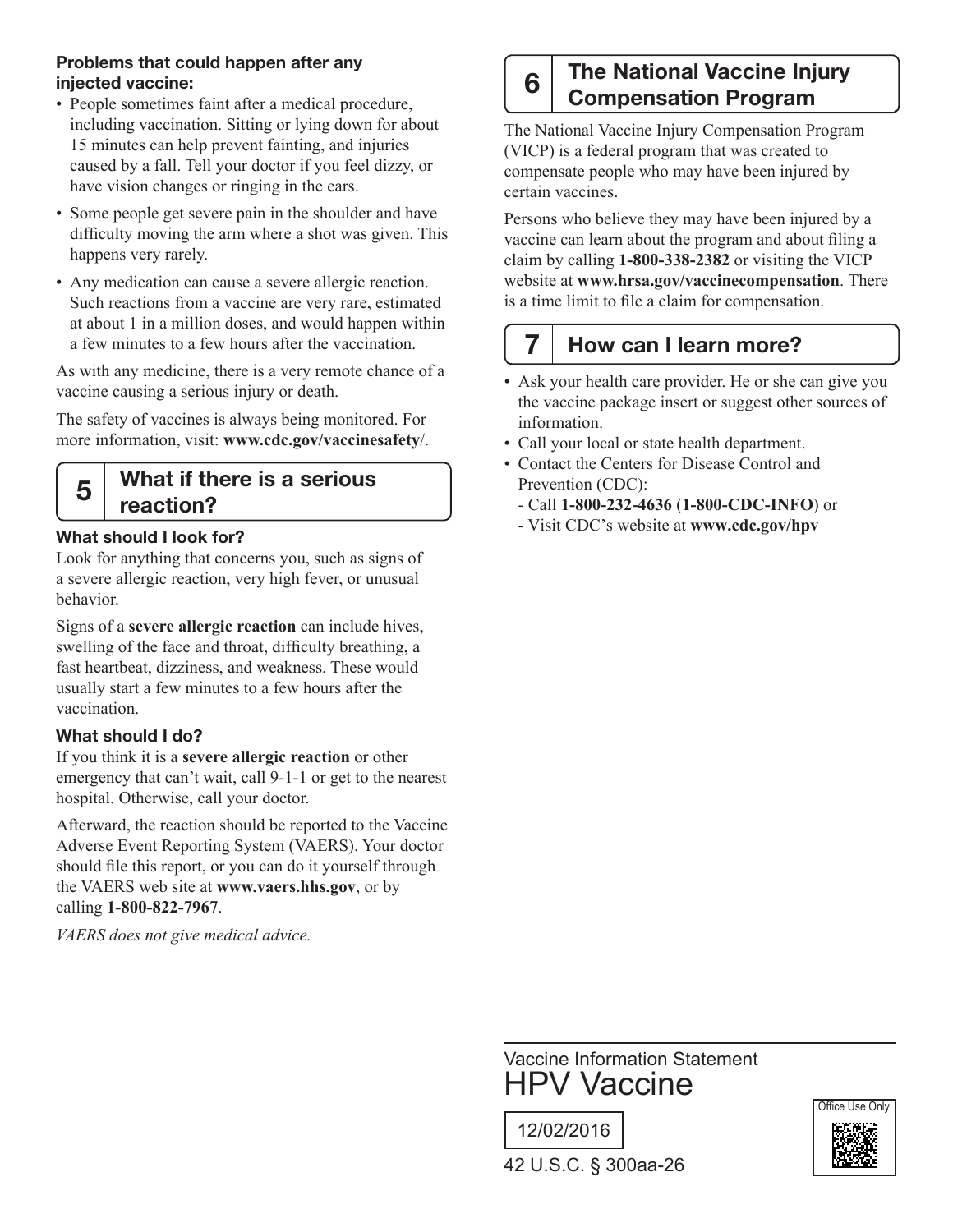**Problems that could happen after any injected vaccine:**

- People sometimes faint after a medical procedure, including vaccination. Sitting or lying down for about 15 minutes can help prevent fainting, and injuries caused by a fall. Tell your doctor if you feel dizzy, or have vision changes or ringing in the ears.
- Some people get severe pain in the shoulder and have difficulty moving the arm where a shot was given. This happens very rarely.
- Any medication can cause a severe allergic reaction. Such reactions from a vaccine are very rare, estimated at about 1 in a million doses, and would happen within a few minutes to a few hours after the vaccination.

As with any medicine, there is a very remote chance of a vaccine causing a serious injury or death.

The safety of vaccines is always being monitored. For more information, visit: **www.cdc.gov/vaccinesafety**/.

## 5 What if there is a serious reaction?

### What should I look for?

Look for anything that concerns you, such as signs of a severe allergic reaction, very high fever, or unusual behavior.

Signs of a **severe allergic reaction** can include hives, swelling of the face and throat, difficulty breathing, a fast heartbeat, dizziness, and weakness. These would usually start a few minutes to a few hours after the vaccination.

### What should I do?

If you think it is a **severe allergic reaction** or other emergency that can't wait, call 9-1-1 or get to the nearest hospital. Otherwise, call your doctor.

Afterward, the reaction should be reported to the Vaccine Adverse Event Reporting System (VAERS). Your doctor should file this report, or you can do it yourself through the VAERS web site at **www.vaers.hhs.gov**, or by calling **1-800-822-7967**.

*VAERS does not give medical advice.*

## 6 The National Vaccine Injury Compensation Program

The National Vaccine Injury Compensation Program (VICP) is a federal program that was created to compensate people who may have been injured by certain vaccines.

Persons who believe they may have been injured by a vaccine can learn about the program and about filing a claim by calling **1-800-338-2382** or visiting the VICP website at **www.hrsa.gov/vaccinecompensation**. There is a time limit to file a claim for compensation.

## 7 How can I learn more?

- Ask your health care provider. He or she can give you the vaccine package insert or suggest other sources of information.
- Call your local or state health department.
- Contact the Centers for Disease Control and Prevention (CDC):
  - Call **1-800-232-4636** (**1-800-CDC-INFO**) or
  - Visit CDC's website at **www.cdc.gov/hpv**

Vaccine Information Statement

# HPV Vaccine

12/02/2016

42 U.S.C. § 300aa-26

Office Use Only